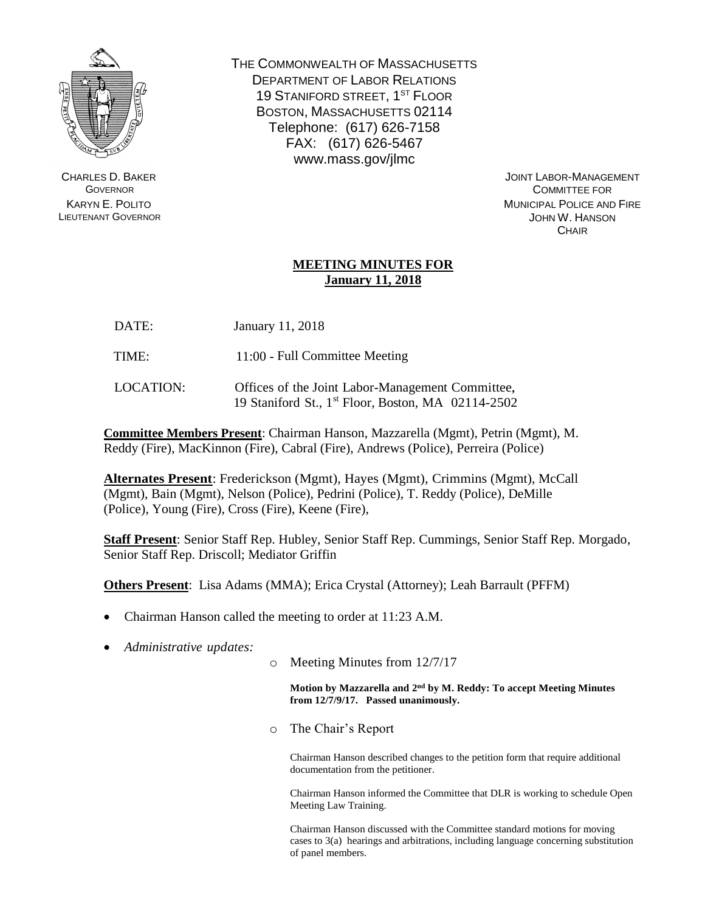THE COMMONWEALTH OF MASSACHUSETTS
DEPARTMENT OF LABOR RELATIONS
19 STANIFORD STREET, 1ST FLOOR
BOSTON, MASSACHUSETTS 02114
Telephone: (617) 626-7158
FAX: (617) 626-5467
www.mass.gov/jlmc

CHARLES D. BAKER
GOVERNOR
KARYN E. POLITO
LIEUTENANT GOVERNOR

JOINT LABOR-MANAGEMENT
COMMITTEE FOR
MUNICIPAL POLICE AND FIRE
JOHN W. HANSON
CHAIR

# MEETING MINUTES FOR January 11, 2018

DATE: January 11, 2018

TIME: 11:00 - Full Committee Meeting

LOCATION: Offices of the Joint Labor-Management Committee, 19 Staniford St., 1st Floor, Boston, MA 02114-2502

**Committee Members Present**: Chairman Hanson, Mazzarella (Mgmt), Petrin (Mgmt), M. Reddy (Fire), MacKinnon (Fire), Cabral (Fire), Andrews (Police), Perreira (Police)

**Alternates Present**: Frederickson (Mgmt), Hayes (Mgmt), Crimmins (Mgmt), McCall (Mgmt), Bain (Mgmt), Nelson (Police), Pedrini (Police), T. Reddy (Police), DeMille (Police), Young (Fire), Cross (Fire), Keene (Fire),

**Staff Present**: Senior Staff Rep. Hubley, Senior Staff Rep. Cummings, Senior Staff Rep. Morgado, Senior Staff Rep. Driscoll; Mediator Griffin

**Others Present**: Lisa Adams (MMA); Erica Crystal (Attorney); Leah Barrault (PFFM)

- Chairman Hanson called the meeting to order at 11:23 A.M.
- *Administrative updates:*
  - Meeting Minutes from 12/7/17

    **Motion by Mazzarella and 2nd by M. Reddy: To accept Meeting Minutes from 12/7/9/17. Passed unanimously.**

  - The Chair's Report

    Chairman Hanson described changes to the petition form that require additional documentation from the petitioner.

    Chairman Hanson informed the Committee that DLR is working to schedule Open Meeting Law Training.

    Chairman Hanson discussed with the Committee standard motions for moving cases to 3(a) hearings and arbitrations, including language concerning substitution of panel members.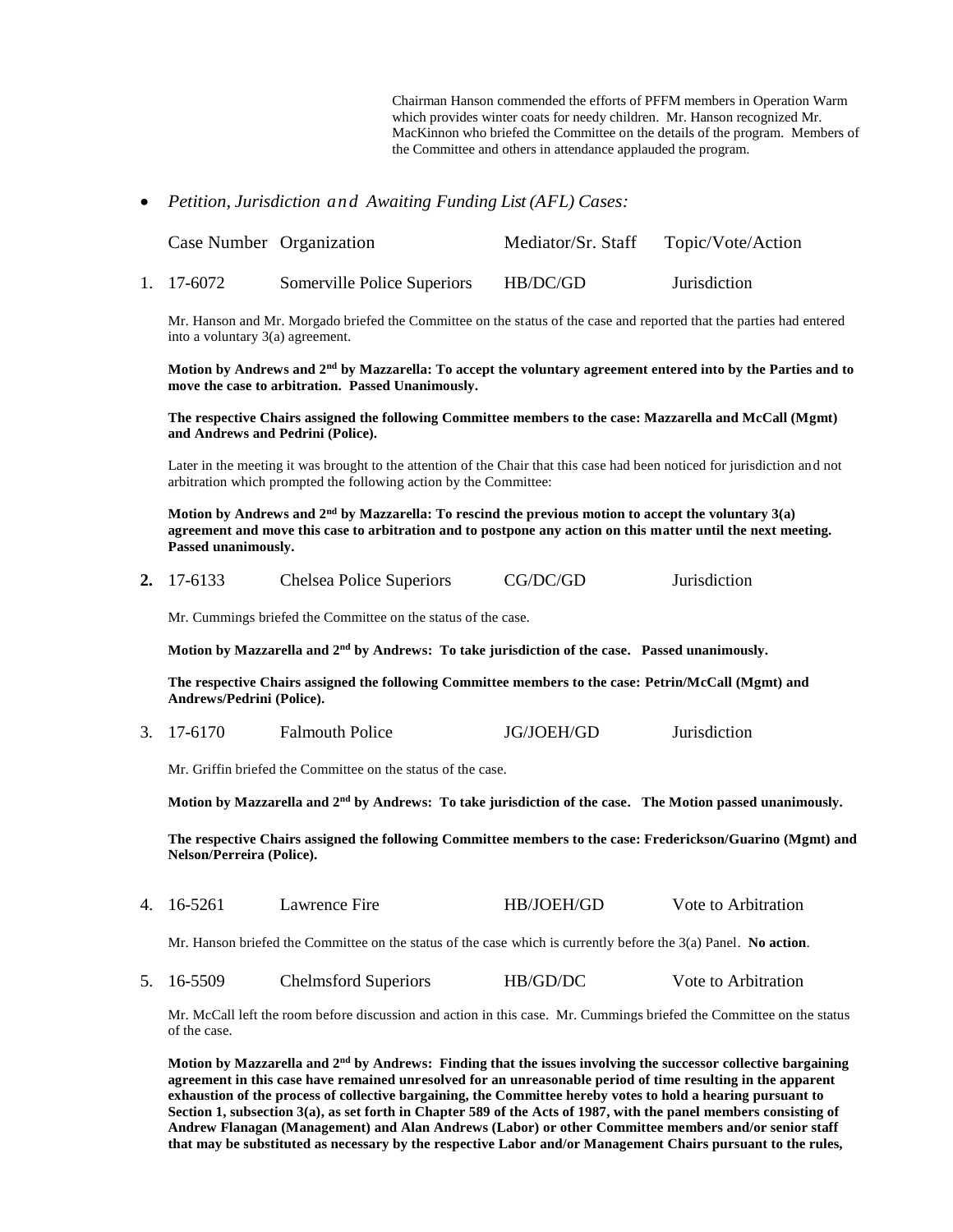Chairman Hanson commended the efforts of PFFM members in Operation Warm which provides winter coats for needy children. Mr. Hanson recognized Mr. MacKinnon who briefed the Committee on the details of the program. Members of the Committee and others in attendance applauded the program.

- *Petition, Jurisdiction and Awaiting Funding List (AFL) Cases:*

| | Case Number | Organization | Mediator/Sr. Staff | Topic/Vote/Action |
|---|---|---|---|---|
| 1. | 17-6072 | Somerville Police Superiors | HB/DC/GD | Jurisdiction |

Mr. Hanson and Mr. Morgado briefed the Committee on the status of the case and reported that the parties had entered into a voluntary 3(a) agreement.

**Motion by Andrews and 2nd by Mazzarella: To accept the voluntary agreement entered into by the Parties and to move the case to arbitration. Passed Unanimously.**

**The respective Chairs assigned the following Committee members to the case: Mazzarella and McCall (Mgmt) and Andrews and Pedrini (Police).**

Later in the meeting it was brought to the attention of the Chair that this case had been noticed for jurisdiction and not arbitration which prompted the following action by the Committee:

**Motion by Andrews and 2nd by Mazzarella: To rescind the previous motion to accept the voluntary 3(a) agreement and move this case to arbitration and to postpone any action on this matter until the next meeting. Passed unanimously.**

| | | | | |
|---|---|---|---|---|
| **2.** | 17-6133 | Chelsea Police Superiors | CG/DC/GD | Jurisdiction |

Mr. Cummings briefed the Committee on the status of the case.

**Motion by Mazzarella and 2nd by Andrews: To take jurisdiction of the case. Passed unanimously.**

**The respective Chairs assigned the following Committee members to the case: Petrin/McCall (Mgmt) and Andrews/Pedrini (Police).**

| | | | | |
|---|---|---|---|---|
| 3. | 17-6170 | Falmouth Police | JG/JOEH/GD | Jurisdiction |

Mr. Griffin briefed the Committee on the status of the case.

**Motion by Mazzarella and 2nd by Andrews: To take jurisdiction of the case. The Motion passed unanimously.**

**The respective Chairs assigned the following Committee members to the case: Frederickson/Guarino (Mgmt) and Nelson/Perreira (Police).**

| | | | | |
|---|---|---|---|---|
| 4. | 16-5261 | Lawrence Fire | HB/JOEH/GD | Vote to Arbitration |

Mr. Hanson briefed the Committee on the status of the case which is currently before the 3(a) Panel. **No action**.

| | | | | |
|---|---|---|---|---|
| 5. | 16-5509 | Chelmsford Superiors | HB/GD/DC | Vote to Arbitration |

Mr. McCall left the room before discussion and action in this case. Mr. Cummings briefed the Committee on the status of the case.

**Motion by Mazzarella and 2nd by Andrews: Finding that the issues involving the successor collective bargaining agreement in this case have remained unresolved for an unreasonable period of time resulting in the apparent exhaustion of the process of collective bargaining, the Committee hereby votes to hold a hearing pursuant to Section 1, subsection 3(a), as set forth in Chapter 589 of the Acts of 1987, with the panel members consisting of Andrew Flanagan (Management) and Alan Andrews (Labor) or other Committee members and/or senior staff that may be substituted as necessary by the respective Labor and/or Management Chairs pursuant to the rules,**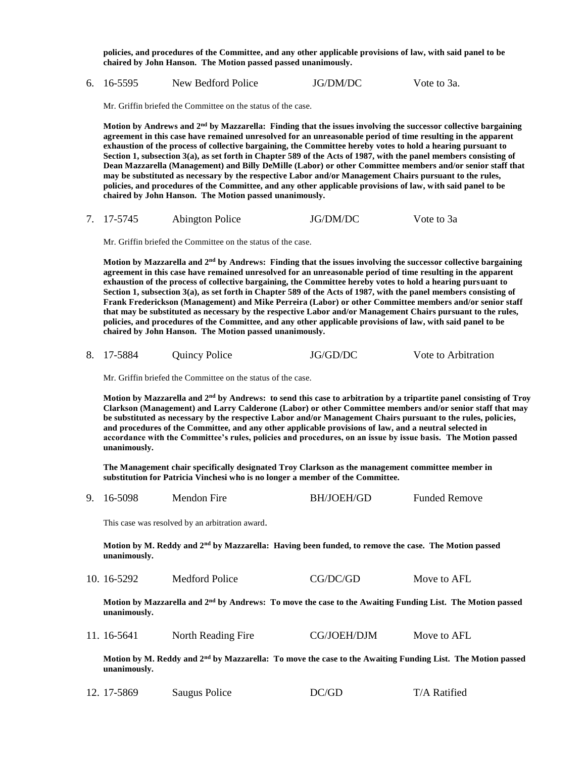**policies, and procedures of the Committee, and any other applicable provisions of law, with said panel to be chaired by John Hanson. The Motion passed passed unanimously.**

6. 16-5595 New Bedford Police JG/DM/DC Vote to 3a.

Mr. Griffin briefed the Committee on the status of the case.

**Motion by Andrews and 2nd by Mazzarella: Finding that the issues involving the successor collective bargaining agreement in this case have remained unresolved for an unreasonable period of time resulting in the apparent exhaustion of the process of collective bargaining, the Committee hereby votes to hold a hearing pursuant to Section 1, subsection 3(a), as set forth in Chapter 589 of the Acts of 1987, with the panel members consisting of Dean Mazzarella (Management) and Billy DeMille (Labor) or other Committee members and/or senior staff that may be substituted as necessary by the respective Labor and/or Management Chairs pursuant to the rules, policies, and procedures of the Committee, and any other applicable provisions of law, with said panel to be chaired by John Hanson. The Motion passed unanimously.**

7. 17-5745 Abington Police JG/DM/DC Vote to 3a

Mr. Griffin briefed the Committee on the status of the case.

**Motion by Mazzarella and 2nd by Andrews: Finding that the issues involving the successor collective bargaining agreement in this case have remained unresolved for an unreasonable period of time resulting in the apparent exhaustion of the process of collective bargaining, the Committee hereby votes to hold a hearing pursuant to Section 1, subsection 3(a), as set forth in Chapter 589 of the Acts of 1987, with the panel members consisting of Frank Frederickson (Management) and Mike Perreira (Labor) or other Committee members and/or senior staff that may be substituted as necessary by the respective Labor and/or Management Chairs pursuant to the rules, policies, and procedures of the Committee, and any other applicable provisions of law, with said panel to be chaired by John Hanson. The Motion passed unanimously.**

8. 17-5884 Quincy Police JG/GD/DC Vote to Arbitration

Mr. Griffin briefed the Committee on the status of the case.

**Motion by Mazzarella and 2nd by Andrews: to send this case to arbitration by a tripartite panel consisting of Troy Clarkson (Management) and Larry Calderone (Labor) or other Committee members and/or senior staff that may be substituted as necessary by the respective Labor and/or Management Chairs pursuant to the rules, policies, and procedures of the Committee, and any other applicable provisions of law, and a neutral selected in accordance with the Committee's rules, policies and procedures, on an issue by issue basis. The Motion passed unanimously.**

**The Management chair specifically designated Troy Clarkson as the management committee member in substitution for Patricia Vinchesi who is no longer a member of the Committee.**

9. 16-5098 Mendon Fire BH/JOEH/GD Funded Remove

This case was resolved by an arbitration award.

**Motion by M. Reddy and 2nd by Mazzarella: Having been funded, to remove the case. The Motion passed unanimously.**

10. 16-5292 Medford Police CG/DC/GD Move to AFL

**Motion by Mazzarella and 2nd by Andrews: To move the case to the Awaiting Funding List. The Motion passed unanimously.**

11. 16-5641 North Reading Fire CG/JOEH/DJM Move to AFL

**Motion by M. Reddy and 2nd by Mazzarella: To move the case to the Awaiting Funding List. The Motion passed unanimously.**

12. 17-5869 Saugus Police DC/GD T/A Ratified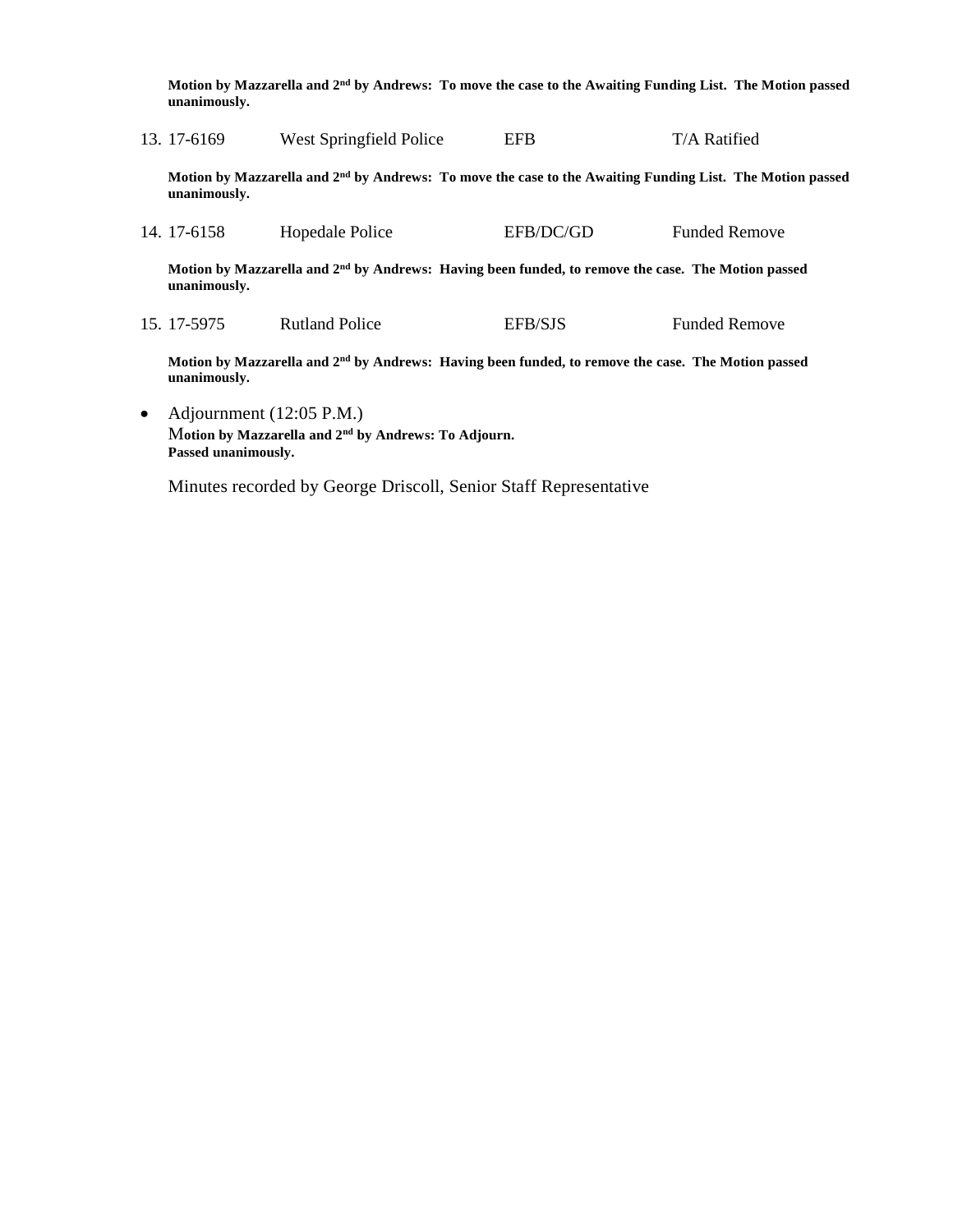**Motion by Mazzarella and 2nd by Andrews: To move the case to the Awaiting Funding List. The Motion passed unanimously.**

13. 17-6169 West Springfield Police EFB T/A Ratified

**Motion by Mazzarella and 2nd by Andrews: To move the case to the Awaiting Funding List. The Motion passed unanimously.**

14. 17-6158 Hopedale Police EFB/DC/GD Funded Remove

**Motion by Mazzarella and 2nd by Andrews: Having been funded, to remove the case. The Motion passed unanimously.**

15. 17-5975 Rutland Police EFB/SJS Funded Remove

**Motion by Mazzarella and 2nd by Andrews: Having been funded, to remove the case. The Motion passed unanimously.**

- Adjournment (12:05 P.M.)
  **Motion by Mazzarella and 2nd by Andrews: To Adjourn.**
  **Passed unanimously.**

Minutes recorded by George Driscoll, Senior Staff Representative